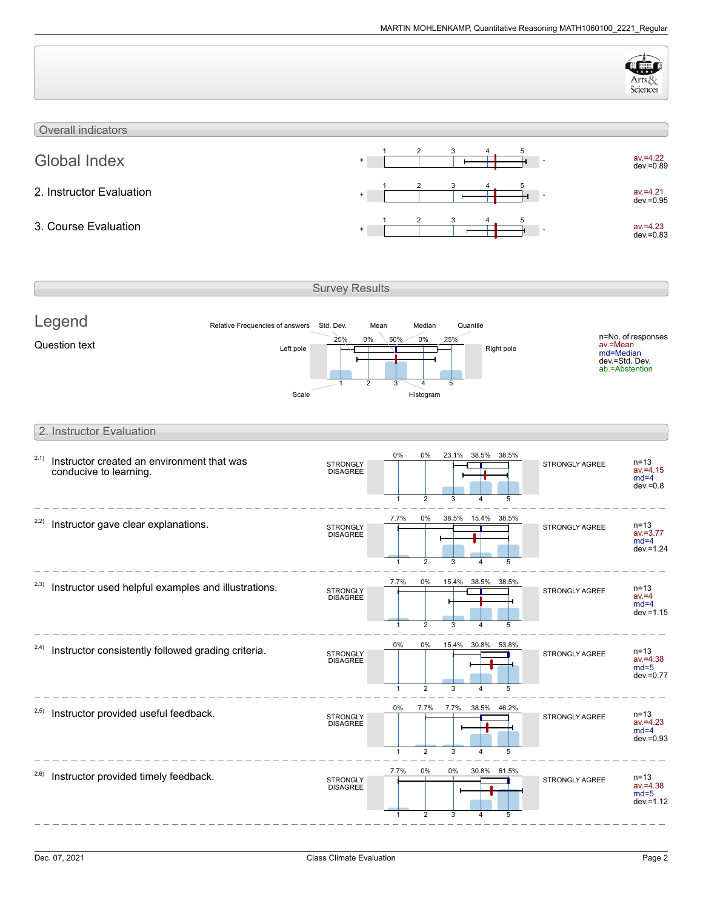## Overall indicators

| Indicator | Left pole | Scale 1–5 | Right pole | Statistics |
|---|---|---|---|---|
| **Global Index** | + | | - | av.=4.22, dev.=0.89 |
| 2. Instructor Evaluation | + | | - | av.=4.21, dev.=0.95 |
| 3. Course Evaluation | + | | - | av.=4.23, dev.=0.83 |

## Survey Results

### Legend

Question text

Relative Frequencies of answers, Std. Dev., Mean, Median, Quantile

Left pole — Right pole

Scale — Histogram

n=No. of responses
av.=Mean
md=Median
dev.=Std. Dev.
ab.=Abstention

## 2. Instructor Evaluation

Scale: 1 = STRONGLY DISAGREE, 5 = STRONGLY AGREE

| Question | 1 | 2 | 3 | 4 | 5 | n | av. | md | dev. |
|---|---|---|---|---|---|---|---|---|---|
| 2.1) Instructor created an environment that was conducive to learning. | 0% | 0% | 23.1% | 38.5% | 38.5% | 13 | 4.15 | 4 | 0.8 |
| 2.2) Instructor gave clear explanations. | 7.7% | 0% | 38.5% | 15.4% | 38.5% | 13 | 3.77 | 4 | 1.24 |
| 2.3) Instructor used helpful examples and illustrations. | 7.7% | 0% | 15.4% | 38.5% | 38.5% | 13 | 4 | 4 | 1.15 |
| 2.4) Instructor consistently followed grading criteria. | 0% | 0% | 15.4% | 30.8% | 53.8% | 13 | 4.38 | 5 | 0.77 |
| 2.5) Instructor provided useful feedback. | 0% | 7.7% | 7.7% | 38.5% | 46.2% | 13 | 4.23 | 4 | 0.93 |
| 2.6) Instructor provided timely feedback. | 7.7% | 0% | 0% | 30.8% | 61.5% | 13 | 4.38 | 5 | 1.12 |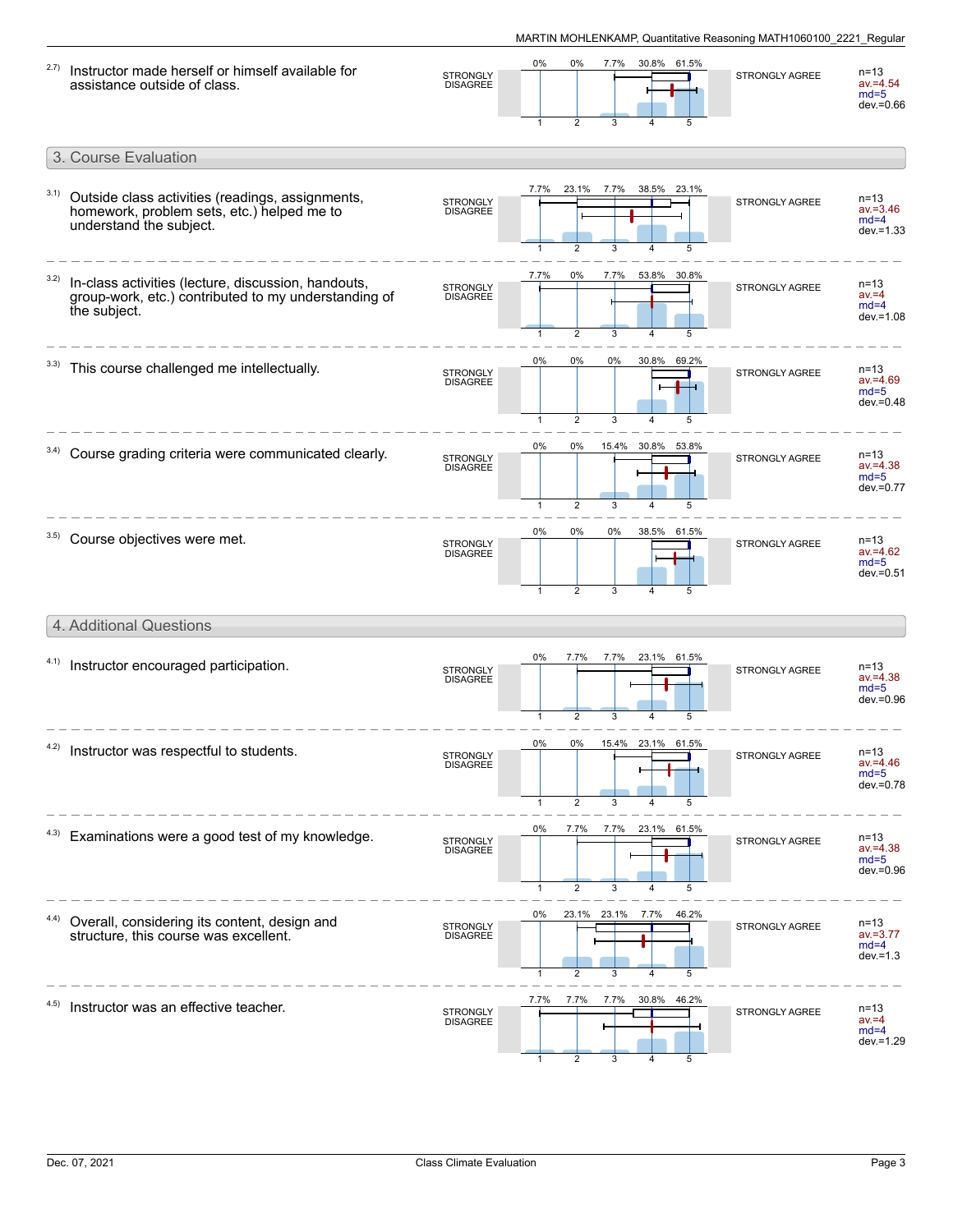2.7) Instructor made herself or himself available for assistance outside of class.

| | 1 | 2 | 3 | 4 | 5 | |
|---|---|---|---|---|---|---|
| STRONGLY DISAGREE | 0% | 0% | 7.7% | 30.8% | 61.5% | STRONGLY AGREE |

n=13, av.=4.54, md=5, dev.=0.66

## 3. Course Evaluation

3.1) Outside class activities (readings, assignments, homework, problem sets, etc.) helped me to understand the subject.

| | 1 | 2 | 3 | 4 | 5 | |
|---|---|---|---|---|---|---|
| STRONGLY DISAGREE | 7.7% | 23.1% | 7.7% | 38.5% | 23.1% | STRONGLY AGREE |

n=13, av.=3.46, md=4, dev.=1.33

3.2) In-class activities (lecture, discussion, handouts, group-work, etc.) contributed to my understanding of the subject.

| | 1 | 2 | 3 | 4 | 5 | |
|---|---|---|---|---|---|---|
| STRONGLY DISAGREE | 7.7% | 0% | 7.7% | 53.8% | 30.8% | STRONGLY AGREE |

n=13, av.=4, md=4, dev.=1.08

3.3) This course challenged me intellectually.

| | 1 | 2 | 3 | 4 | 5 | |
|---|---|---|---|---|---|---|
| STRONGLY DISAGREE | 0% | 0% | 0% | 30.8% | 69.2% | STRONGLY AGREE |

n=13, av.=4.69, md=5, dev.=0.48

3.4) Course grading criteria were communicated clearly.

| | 1 | 2 | 3 | 4 | 5 | |
|---|---|---|---|---|---|---|
| STRONGLY DISAGREE | 0% | 0% | 15.4% | 30.8% | 53.8% | STRONGLY AGREE |

n=13, av.=4.38, md=5, dev.=0.77

3.5) Course objectives were met.

| | 1 | 2 | 3 | 4 | 5 | |
|---|---|---|---|---|---|---|
| STRONGLY DISAGREE | 0% | 0% | 0% | 38.5% | 61.5% | STRONGLY AGREE |

n=13, av.=4.62, md=5, dev.=0.51

## 4. Additional Questions

4.1) Instructor encouraged participation.

| | 1 | 2 | 3 | 4 | 5 | |
|---|---|---|---|---|---|---|
| STRONGLY DISAGREE | 0% | 7.7% | 7.7% | 23.1% | 61.5% | STRONGLY AGREE |

n=13, av.=4.38, md=5, dev.=0.96

4.2) Instructor was respectful to students.

| | 1 | 2 | 3 | 4 | 5 | |
|---|---|---|---|---|---|---|
| STRONGLY DISAGREE | 0% | 0% | 15.4% | 23.1% | 61.5% | STRONGLY AGREE |

n=13, av.=4.46, md=5, dev.=0.78

4.3) Examinations were a good test of my knowledge.

| | 1 | 2 | 3 | 4 | 5 | |
|---|---|---|---|---|---|---|
| STRONGLY DISAGREE | 0% | 7.7% | 7.7% | 23.1% | 61.5% | STRONGLY AGREE |

n=13, av.=4.38, md=5, dev.=0.96

4.4) Overall, considering its content, design and structure, this course was excellent.

| | 1 | 2 | 3 | 4 | 5 | |
|---|---|---|---|---|---|---|
| STRONGLY DISAGREE | 0% | 23.1% | 23.1% | 7.7% | 46.2% | STRONGLY AGREE |

n=13, av.=3.77, md=4, dev.=1.3

4.5) Instructor was an effective teacher.

| | 1 | 2 | 3 | 4 | 5 | |
|---|---|---|---|---|---|---|
| STRONGLY DISAGREE | 7.7% | 7.7% | 7.7% | 30.8% | 46.2% | STRONGLY AGREE |

n=13, av.=4, md=4, dev.=1.29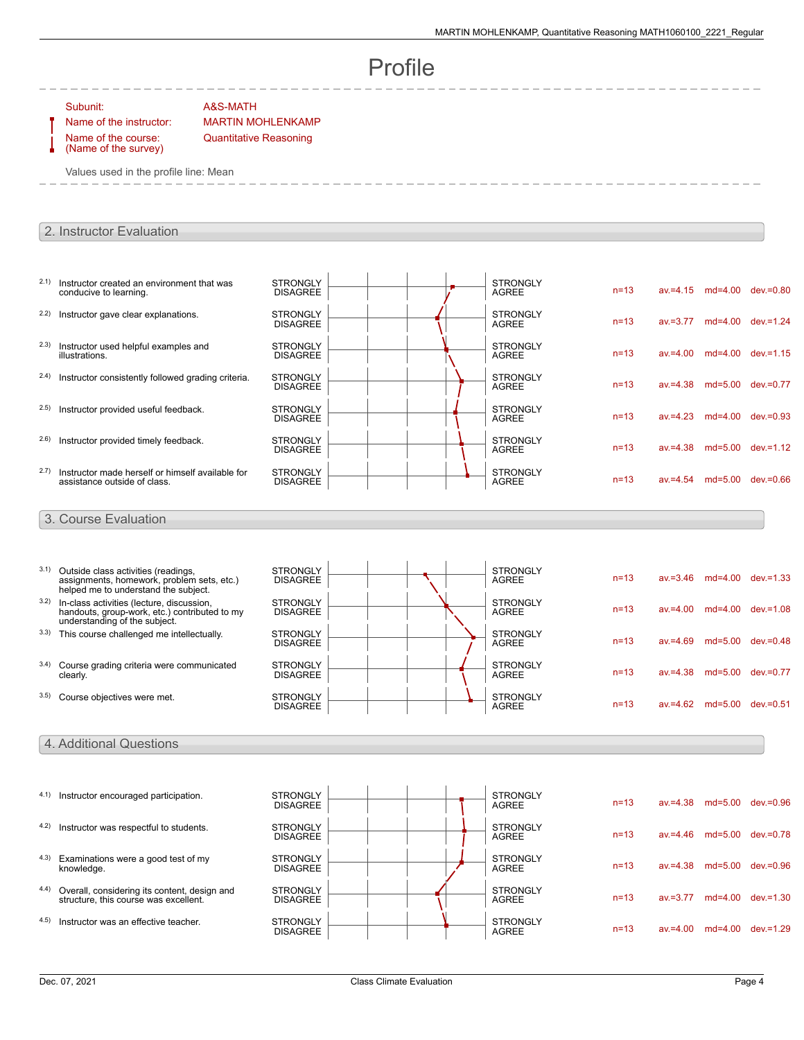# Profile

Subunit: A&S-MATH
Name of the instructor: MARTIN MOHLENKAMP
Name of the course: (Name of the survey) Quantitative Reasoning

Values used in the profile line: Mean

## 2. Instructor Evaluation

| | Question | Left pole | Right pole | n | av. | md | dev. |
|---|---|---|---|---|---|---|---|
| 2.1) | Instructor created an environment that was conducive to learning. | STRONGLY DISAGREE | STRONGLY AGREE | n=13 | av.=4.15 | md=4.00 | dev.=0.80 |
| 2.2) | Instructor gave clear explanations. | STRONGLY DISAGREE | STRONGLY AGREE | n=13 | av.=3.77 | md=4.00 | dev.=1.24 |
| 2.3) | Instructor used helpful examples and illustrations. | STRONGLY DISAGREE | STRONGLY AGREE | n=13 | av.=4.00 | md=4.00 | dev.=1.15 |
| 2.4) | Instructor consistently followed grading criteria. | STRONGLY DISAGREE | STRONGLY AGREE | n=13 | av.=4.38 | md=5.00 | dev.=0.77 |
| 2.5) | Instructor provided useful feedback. | STRONGLY DISAGREE | STRONGLY AGREE | n=13 | av.=4.23 | md=4.00 | dev.=0.93 |
| 2.6) | Instructor provided timely feedback. | STRONGLY DISAGREE | STRONGLY AGREE | n=13 | av.=4.38 | md=5.00 | dev.=1.12 |
| 2.7) | Instructor made herself or himself available for assistance outside of class. | STRONGLY DISAGREE | STRONGLY AGREE | n=13 | av.=4.54 | md=5.00 | dev.=0.66 |

## 3. Course Evaluation

| | Question | Left pole | Right pole | n | av. | md | dev. |
|---|---|---|---|---|---|---|---|
| 3.1) | Outside class activities (readings, assignments, homework, problem sets, etc.) helped me to understand the subject. | STRONGLY DISAGREE | STRONGLY AGREE | n=13 | av.=3.46 | md=4.00 | dev.=1.33 |
| 3.2) | In-class activities (lecture, discussion, handouts, group-work, etc.) contributed to my understanding of the subject. | STRONGLY DISAGREE | STRONGLY AGREE | n=13 | av.=4.00 | md=4.00 | dev.=1.08 |
| 3.3) | This course challenged me intellectually. | STRONGLY DISAGREE | STRONGLY AGREE | n=13 | av.=4.69 | md=5.00 | dev.=0.48 |
| 3.4) | Course grading criteria were communicated clearly. | STRONGLY DISAGREE | STRONGLY AGREE | n=13 | av.=4.38 | md=5.00 | dev.=0.77 |
| 3.5) | Course objectives were met. | STRONGLY DISAGREE | STRONGLY AGREE | n=13 | av.=4.62 | md=5.00 | dev.=0.51 |

## 4. Additional Questions

| | Question | Left pole | Right pole | n | av. | md | dev. |
|---|---|---|---|---|---|---|---|
| 4.1) | Instructor encouraged participation. | STRONGLY DISAGREE | STRONGLY AGREE | n=13 | av.=4.38 | md=5.00 | dev.=0.96 |
| 4.2) | Instructor was respectful to students. | STRONGLY DISAGREE | STRONGLY AGREE | n=13 | av.=4.46 | md=5.00 | dev.=0.78 |
| 4.3) | Examinations were a good test of my knowledge. | STRONGLY DISAGREE | STRONGLY AGREE | n=13 | av.=4.38 | md=5.00 | dev.=0.96 |
| 4.4) | Overall, considering its content, design and structure, this course was excellent. | STRONGLY DISAGREE | STRONGLY AGREE | n=13 | av.=3.77 | md=4.00 | dev.=1.30 |
| 4.5) | Instructor was an effective teacher. | STRONGLY DISAGREE | STRONGLY AGREE | n=13 | av.=4.00 | md=4.00 | dev.=1.29 |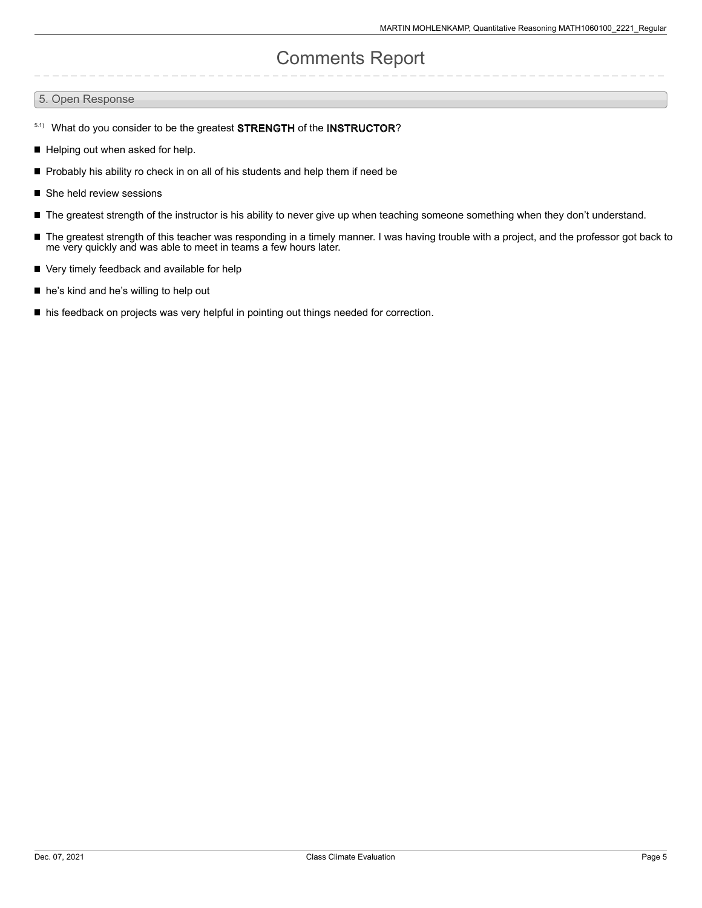# Comments Report

## 5. Open Response

5.1) What do you consider to be the greatest **STRENGTH** of the **INSTRUCTOR**?

- Helping out when asked for help.
- Probably his ability ro check in on all of his students and help them if need be
- She held review sessions
- The greatest strength of the instructor is his ability to never give up when teaching someone something when they don't understand.
- The greatest strength of this teacher was responding in a timely manner. I was having trouble with a project, and the professor got back to me very quickly and was able to meet in teams a few hours later.
- Very timely feedback and available for help
- he's kind and he's willing to help out
- his feedback on projects was very helpful in pointing out things needed for correction.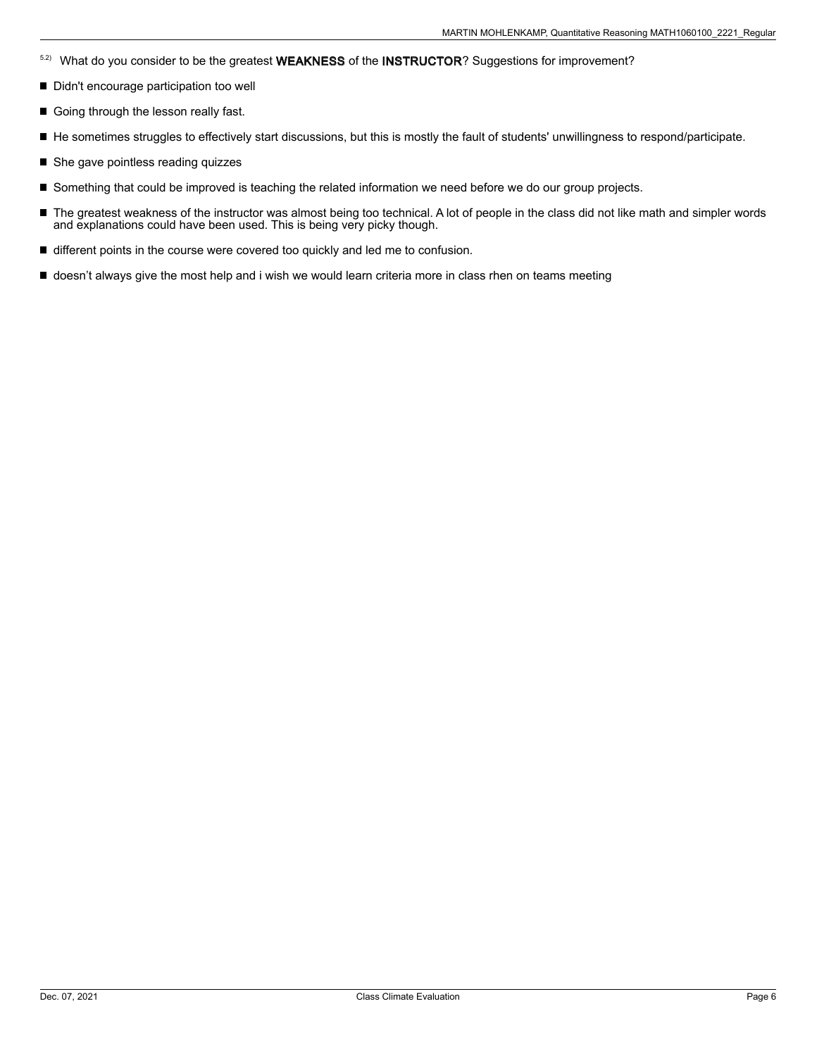[5.2] What do you consider to be the greatest **WEAKNESS** of the **INSTRUCTOR**? Suggestions for improvement?

- Didn't encourage participation too well
- Going through the lesson really fast.
- He sometimes struggles to effectively start discussions, but this is mostly the fault of students' unwillingness to respond/participate.
- She gave pointless reading quizzes
- Something that could be improved is teaching the related information we need before we do our group projects.
- The greatest weakness of the instructor was almost being too technical. A lot of people in the class did not like math and simpler words and explanations could have been used. This is being very picky though.
- different points in the course were covered too quickly and led me to confusion.
- doesn’t always give the most help and i wish we would learn criteria more in class rhen on teams meeting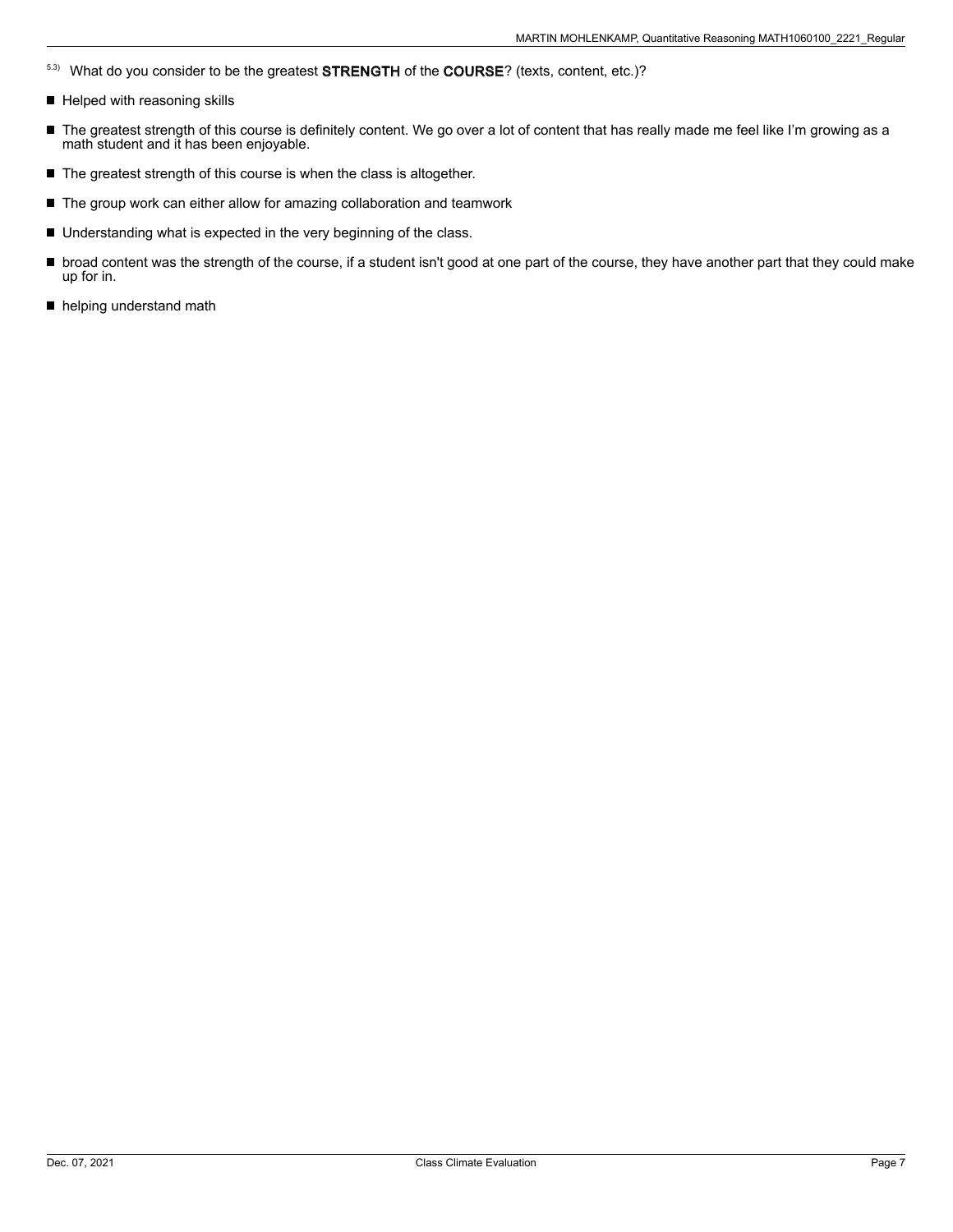5.3) What do you consider to be the greatest **STRENGTH** of the **COURSE**? (texts, content, etc.)?

- Helped with reasoning skills
- The greatest strength of this course is definitely content. We go over a lot of content that has really made me feel like I'm growing as a math student and it has been enjoyable.
- The greatest strength of this course is when the class is altogether.
- The group work can either allow for amazing collaboration and teamwork
- Understanding what is expected in the very beginning of the class.
- broad content was the strength of the course, if a student isn't good at one part of the course, they have another part that they could make up for in.
- helping understand math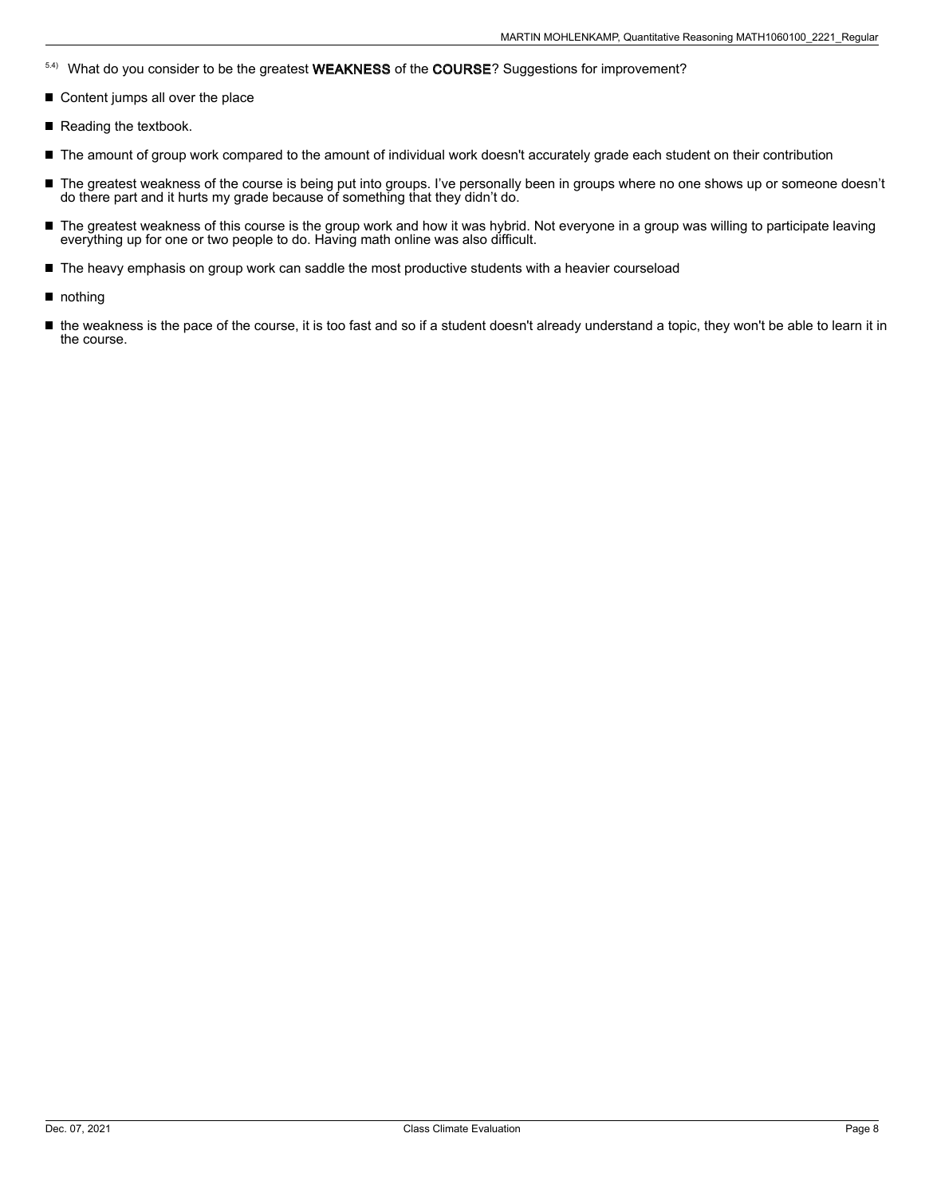[5.4)] What do you consider to be the greatest **WEAKNESS** of the **COURSE**? Suggestions for improvement?

- Content jumps all over the place
- Reading the textbook.
- The amount of group work compared to the amount of individual work doesn't accurately grade each student on their contribution
- The greatest weakness of the course is being put into groups. I've personally been in groups where no one shows up or someone doesn't do there part and it hurts my grade because of something that they didn't do.
- The greatest weakness of this course is the group work and how it was hybrid. Not everyone in a group was willing to participate leaving everything up for one or two people to do. Having math online was also difficult.
- The heavy emphasis on group work can saddle the most productive students with a heavier courseload
- nothing
- the weakness is the pace of the course, it is too fast and so if a student doesn't already understand a topic, they won't be able to learn it in the course.